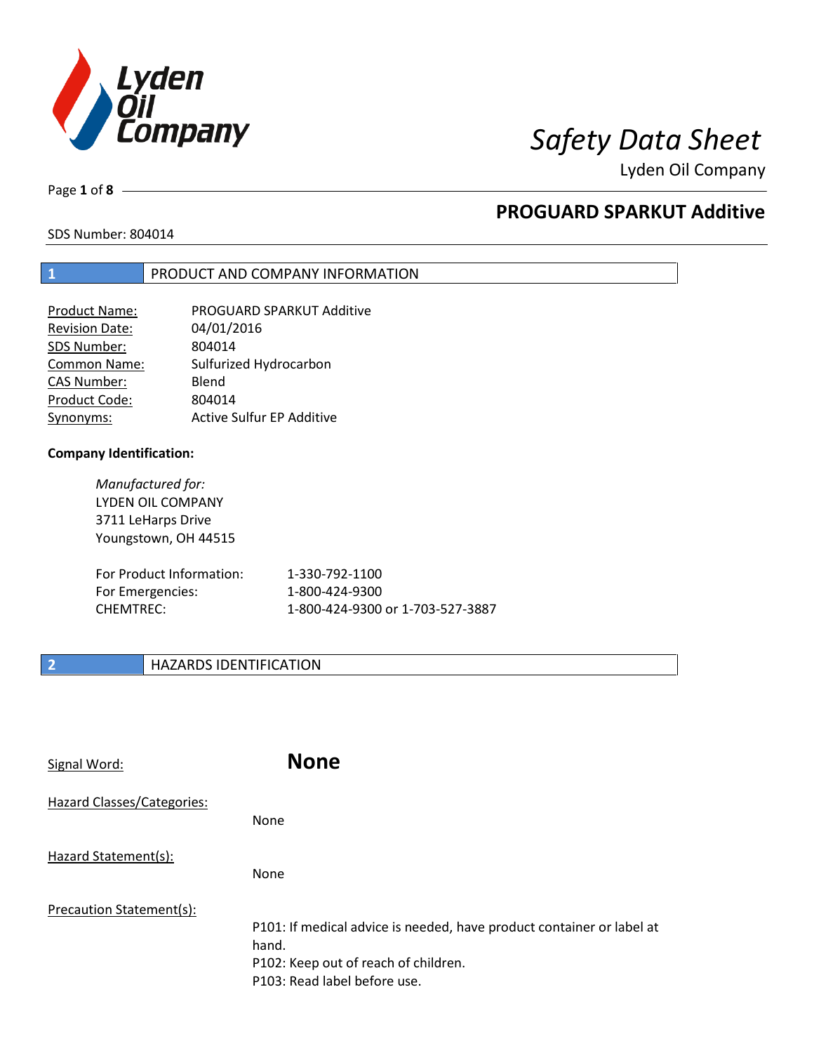# Safety Data Sheet

Lyden Oil Company

## PROGUARD SPARKUT Additive

SDS Number: 804014

## 1 PRODUCT AND COMPANY INFORMATION

| | |
|---|---|
| Product Name: | PROGUARD SPARKUT Additive |
| Revision Date: | 04/01/2016 |
| SDS Number: | 804014 |
| Common Name: | Sulfurized Hydrocarbon |
| CAS Number: | Blend |
| Product Code: | 804014 |
| Synonyms: | Active Sulfur EP Additive |

**Company Identification:**

*Manufactured for:*
LYDEN OIL COMPANY
3711 LeHarps Drive
Youngstown, OH 44515

| | |
|---|---|
| For Product Information: | 1-330-792-1100 |
| For Emergencies: | 1-800-424-9300 |
| CHEMTREC: | 1-800-424-9300 or 1-703-527-3887 |

## 2 HAZARDS IDENTIFICATION

Signal Word: **None**

Hazard Classes/Categories:

None

Hazard Statement(s):

None

Precaution Statement(s):

P101: If medical advice is needed, have product container or label at hand.
P102: Keep out of reach of children.
P103: Read label before use.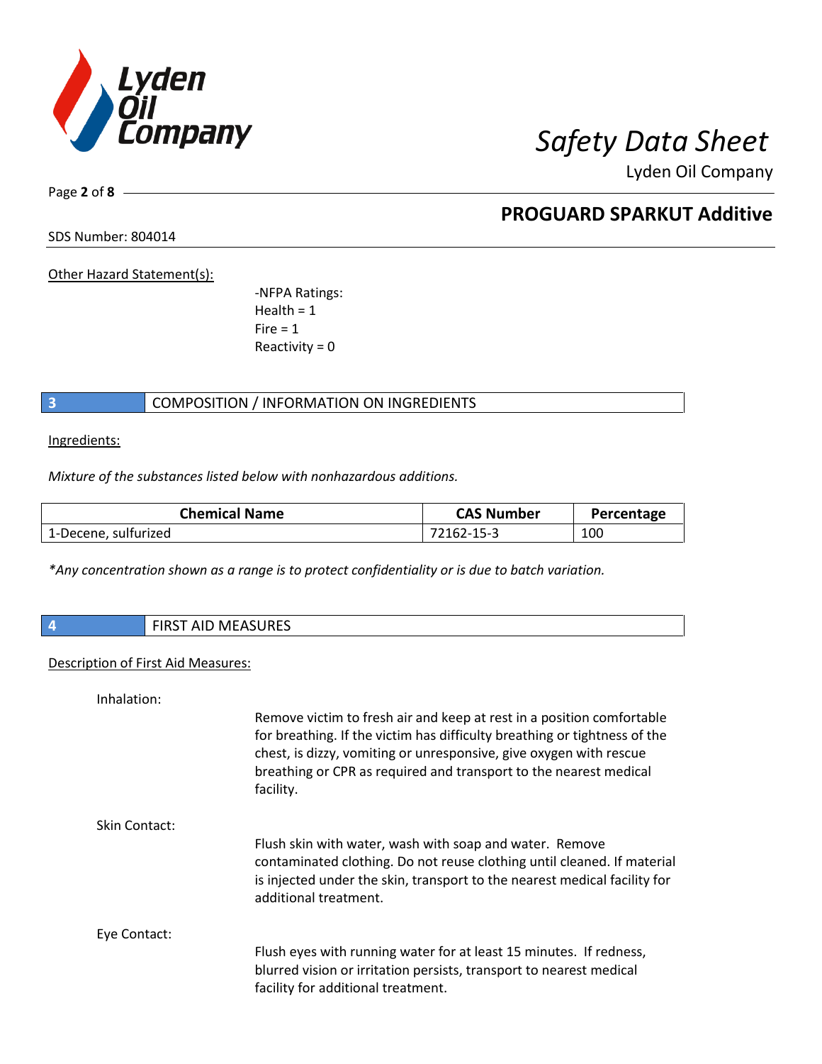Other Hazard Statement(s):

-NFPA Ratings:
Health = 1
Fire = 1
Reactivity = 0

## 3 COMPOSITION / INFORMATION ON INGREDIENTS

Ingredients:

*Mixture of the substances listed below with nonhazardous additions.*

| Chemical Name | CAS Number | Percentage |
|---|---|---|
| 1-Decene, sulfurized | 72162-15-3 | 100 |

*\*Any concentration shown as a range is to protect confidentiality or is due to batch variation.*

## 4 FIRST AID MEASURES

Description of First Aid Measures:

Inhalation:

Remove victim to fresh air and keep at rest in a position comfortable for breathing. If the victim has difficulty breathing or tightness of the chest, is dizzy, vomiting or unresponsive, give oxygen with rescue breathing or CPR as required and transport to the nearest medical facility.

Skin Contact:

Flush skin with water, wash with soap and water. Remove contaminated clothing. Do not reuse clothing until cleaned. If material is injected under the skin, transport to the nearest medical facility for additional treatment.

Eye Contact:

Flush eyes with running water for at least 15 minutes. If redness, blurred vision or irritation persists, transport to nearest medical facility for additional treatment.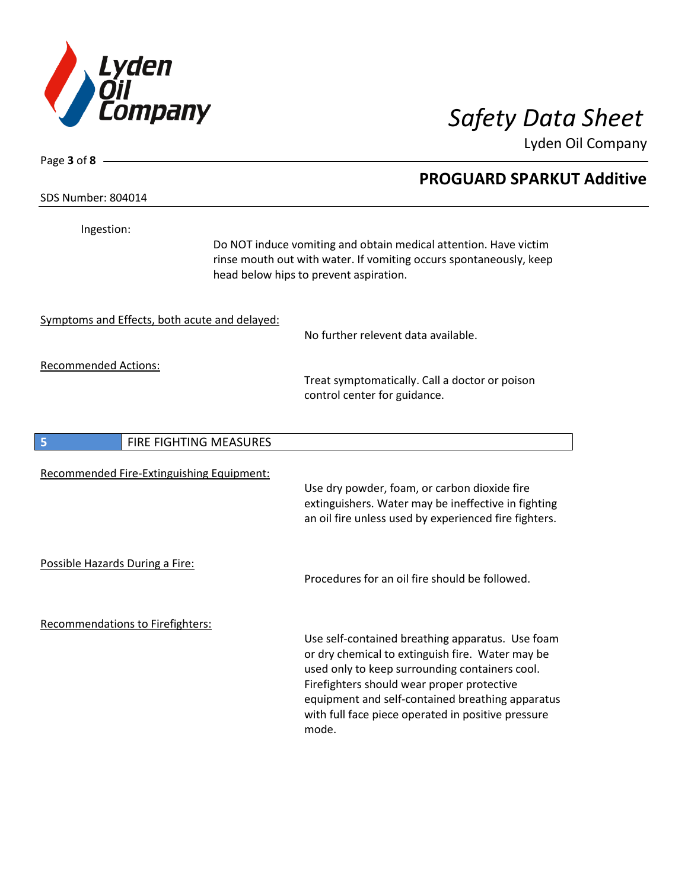Ingestion:

Do NOT induce vomiting and obtain medical attention. Have victim rinse mouth out with water. If vomiting occurs spontaneously, keep head below hips to prevent aspiration.

Symptoms and Effects, both acute and delayed:

No further relevent data available.

Recommended Actions:

Treat symptomatically. Call a doctor or poison control center for guidance.

## 5 FIRE FIGHTING MEASURES

Recommended Fire-Extinguishing Equipment:

Use dry powder, foam, or carbon dioxide fire extinguishers. Water may be ineffective in fighting an oil fire unless used by experienced fire fighters.

Possible Hazards During a Fire:

Procedures for an oil fire should be followed.

Recommendations to Firefighters:

Use self-contained breathing apparatus. Use foam or dry chemical to extinguish fire. Water may be used only to keep surrounding containers cool. Firefighters should wear proper protective equipment and self-contained breathing apparatus with full face piece operated in positive pressure mode.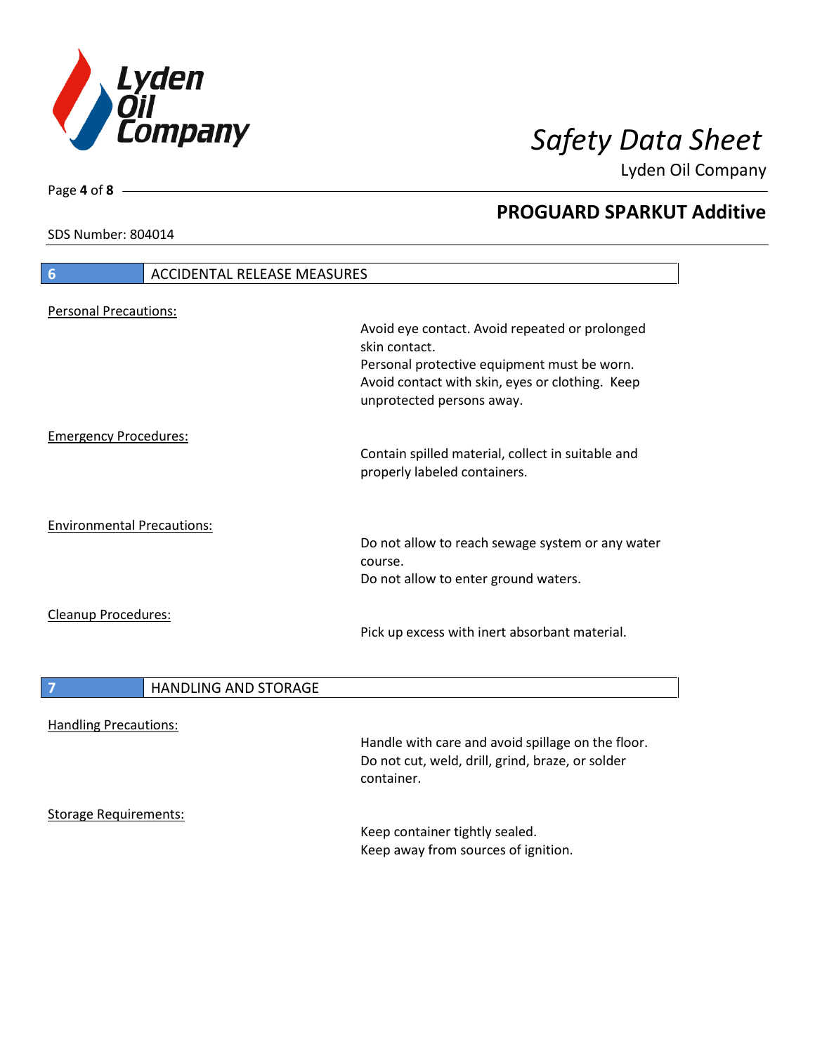## 6 ACCIDENTAL RELEASE MEASURES

**Personal Precautions:**

Avoid eye contact. Avoid repeated or prolonged skin contact.
Personal protective equipment must be worn.
Avoid contact with skin, eyes or clothing. Keep unprotected persons away.

**Emergency Procedures:**

Contain spilled material, collect in suitable and properly labeled containers.

**Environmental Precautions:**

Do not allow to reach sewage system or any water course.
Do not allow to enter ground waters.

**Cleanup Procedures:**

Pick up excess with inert absorbant material.

## 7 HANDLING AND STORAGE

**Handling Precautions:**

Handle with care and avoid spillage on the floor.
Do not cut, weld, drill, grind, braze, or solder container.

**Storage Requirements:**

Keep container tightly sealed.
Keep away from sources of ignition.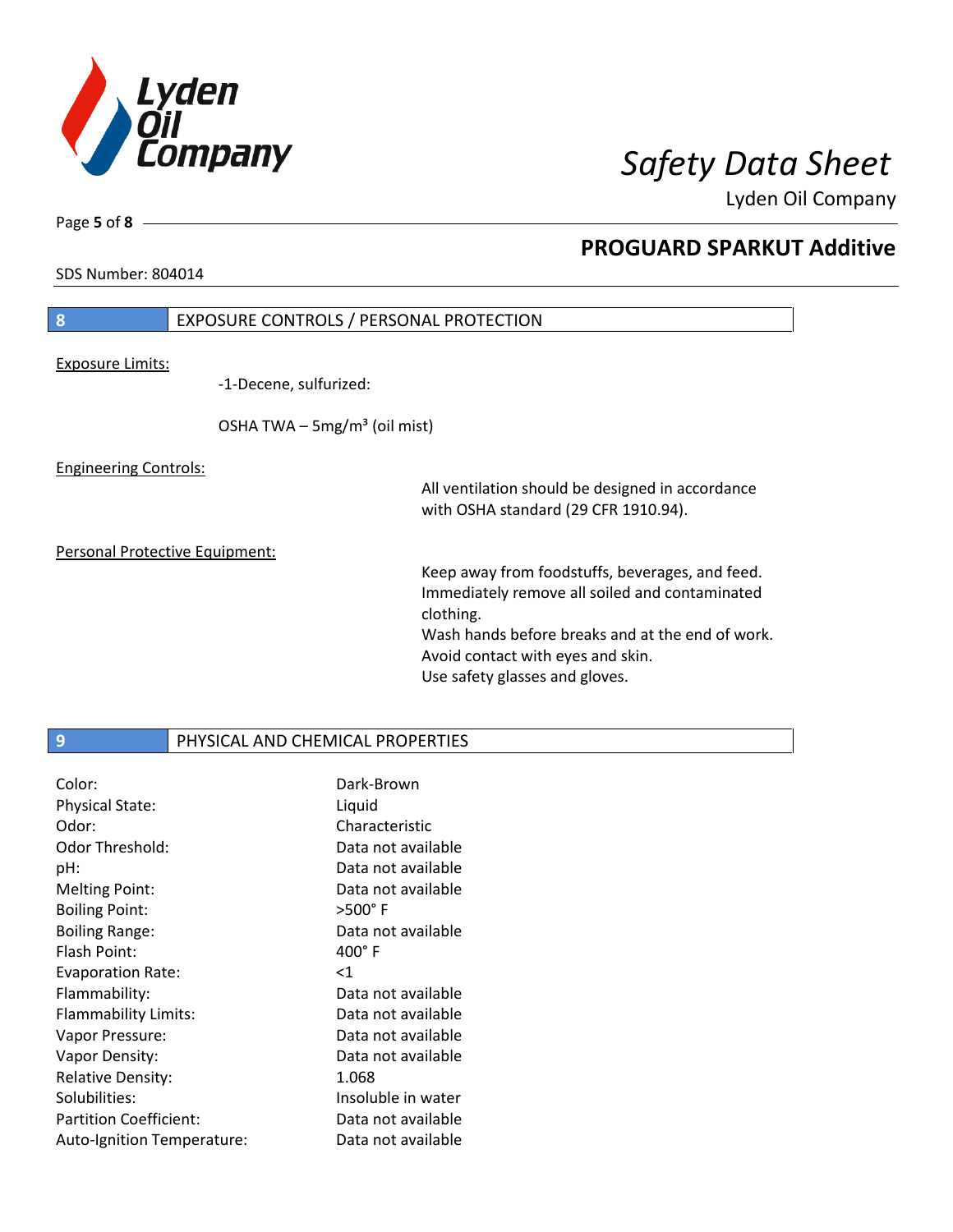**PROGUARD SPARKUT Additive**

SDS Number: 804014

## 8 EXPOSURE CONTROLS / PERSONAL PROTECTION

Exposure Limits:

-1-Decene, sulfurized:

OSHA TWA – 5mg/m³ (oil mist)

Engineering Controls:

All ventilation should be designed in accordance with OSHA standard (29 CFR 1910.94).

Personal Protective Equipment:

Keep away from foodstuffs, beverages, and feed.
Immediately remove all soiled and contaminated clothing.
Wash hands before breaks and at the end of work.
Avoid contact with eyes and skin.
Use safety glasses and gloves.

## 9 PHYSICAL AND CHEMICAL PROPERTIES

| | |
|---|---|
| Color: | Dark-Brown |
| Physical State: | Liquid |
| Odor: | Characteristic |
| Odor Threshold: | Data not available |
| pH: | Data not available |
| Melting Point: | Data not available |
| Boiling Point: | >500° F |
| Boiling Range: | Data not available |
| Flash Point: | 400° F |
| Evaporation Rate: | <1 |
| Flammability: | Data not available |
| Flammability Limits: | Data not available |
| Vapor Pressure: | Data not available |
| Vapor Density: | Data not available |
| Relative Density: | 1.068 |
| Solubilities: | Insoluble in water |
| Partition Coefficient: | Data not available |
| Auto-Ignition Temperature: | Data not available |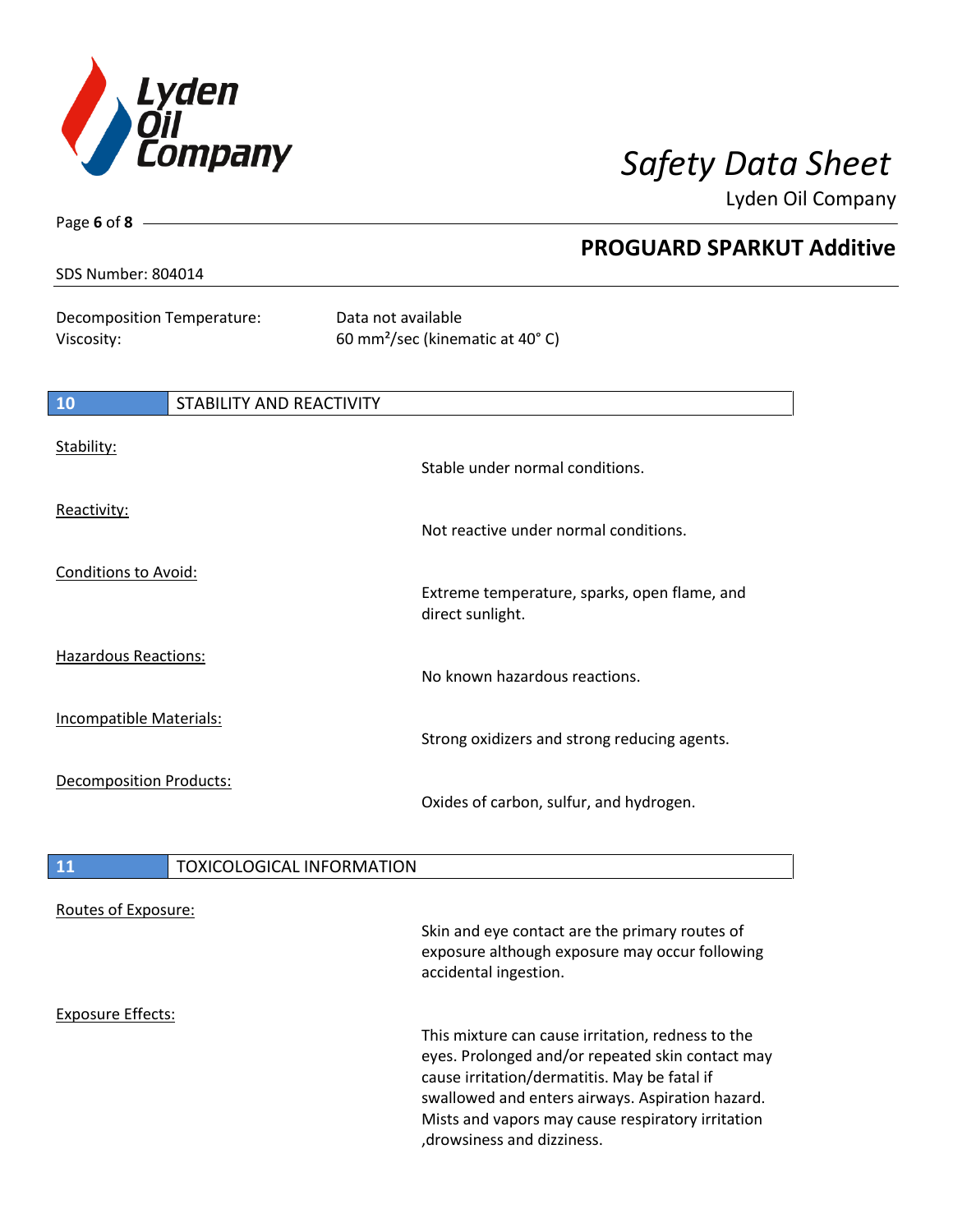Decomposition Temperature: Data not available

Viscosity: 60 mm²/sec (kinematic at 40° C)

## 10 STABILITY AND REACTIVITY

Stability:

Stable under normal conditions.

Reactivity:

Not reactive under normal conditions.

Conditions to Avoid:

Extreme temperature, sparks, open flame, and direct sunlight.

Hazardous Reactions:

No known hazardous reactions.

Incompatible Materials:

Strong oxidizers and strong reducing agents.

Decomposition Products:

Oxides of carbon, sulfur, and hydrogen.

## 11 TOXICOLOGICAL INFORMATION

Routes of Exposure:

Skin and eye contact are the primary routes of exposure although exposure may occur following accidental ingestion.

Exposure Effects:

This mixture can cause irritation, redness to the eyes. Prolonged and/or repeated skin contact may cause irritation/dermatitis. May be fatal if swallowed and enters airways. Aspiration hazard. Mists and vapors may cause respiratory irritation ,drowsiness and dizziness.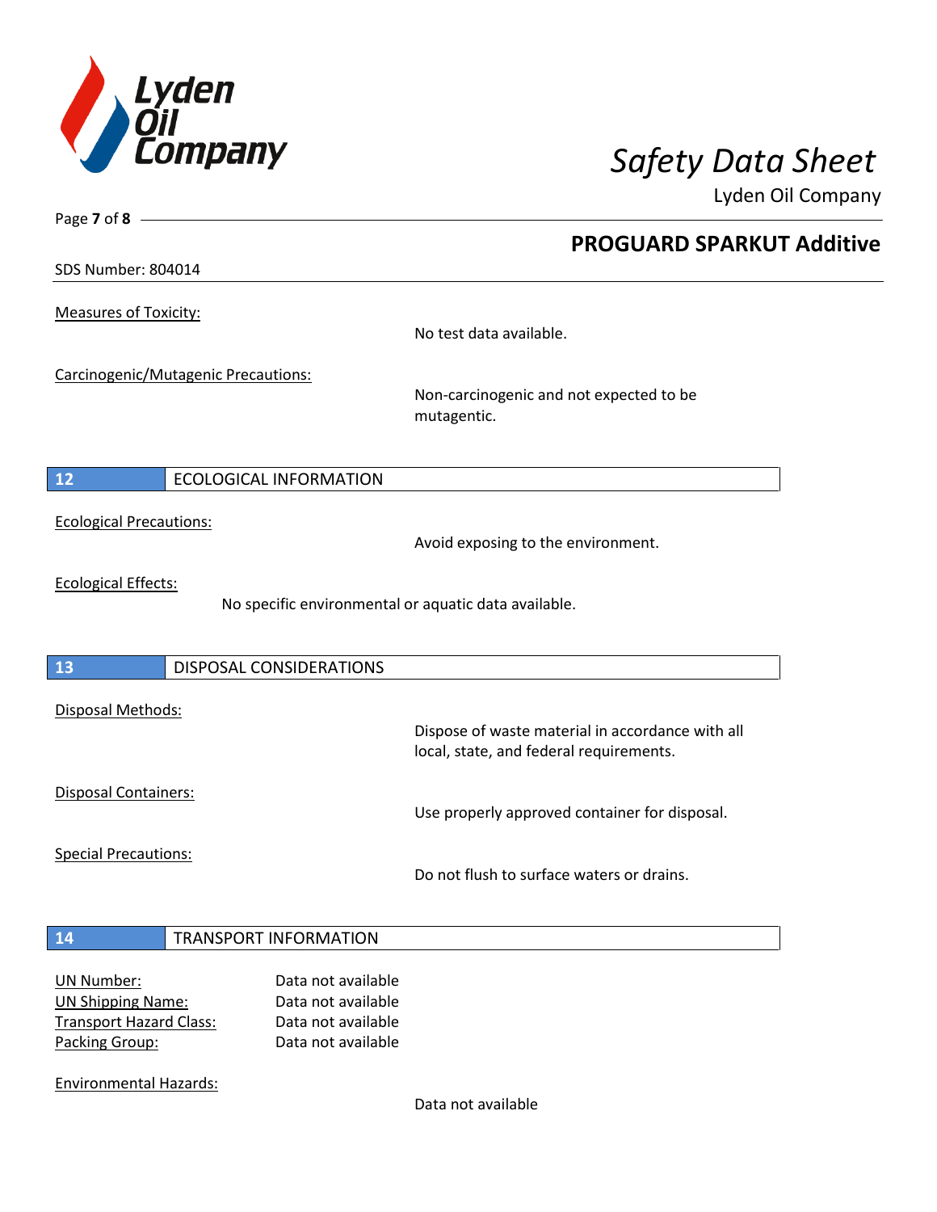Measures of Toxicity:

No test data available.

Carcinogenic/Mutagenic Precautions:

Non-carcinogenic and not expected to be mutagentic.

## 12 ECOLOGICAL INFORMATION

Ecological Precautions:

Avoid exposing to the environment.

Ecological Effects:

No specific environmental or aquatic data available.

## 13 DISPOSAL CONSIDERATIONS

Disposal Methods:

Dispose of waste material in accordance with all local, state, and federal requirements.

Disposal Containers:

Use properly approved container for disposal.

Special Precautions:

Do not flush to surface waters or drains.

## 14 TRANSPORT INFORMATION

UN Number: Data not available
UN Shipping Name: Data not available
Transport Hazard Class: Data not available
Packing Group: Data not available

Environmental Hazards:

Data not available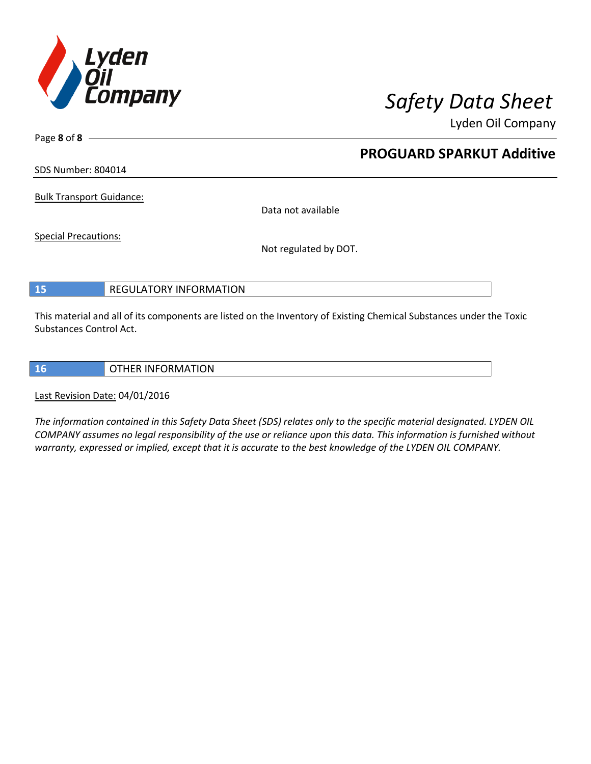Bulk Transport Guidance:

Data not available

Special Precautions:

Not regulated by DOT.

## 15 REGULATORY INFORMATION

This material and all of its components are listed on the Inventory of Existing Chemical Substances under the Toxic Substances Control Act.

## 16 OTHER INFORMATION

Last Revision Date: 04/01/2016

*The information contained in this Safety Data Sheet (SDS) relates only to the specific material designated. LYDEN OIL COMPANY assumes no legal responsibility of the use or reliance upon this data. This information is furnished without warranty, expressed or implied, except that it is accurate to the best knowledge of the LYDEN OIL COMPANY.*